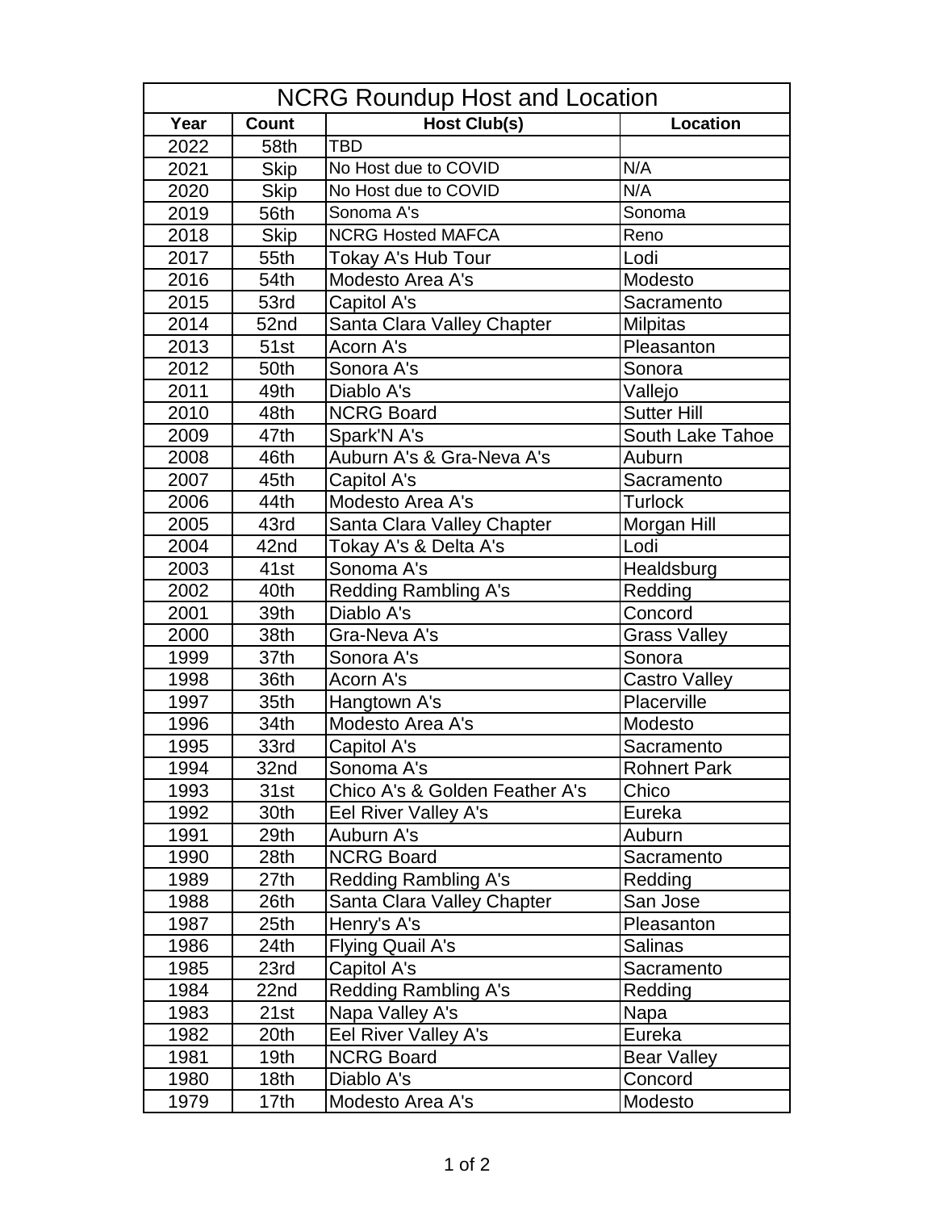# NCRG Roundup Host and Location

| Year | Count | Host Club(s) | Location |
|---|---|---|---|
| 2022 | 58th | TBD | |
| 2021 | Skip | No Host due to COVID | N/A |
| 2020 | Skip | No Host due to COVID | N/A |
| 2019 | 56th | Sonoma A's | Sonoma |
| 2018 | Skip | NCRG Hosted MAFCA | Reno |
| 2017 | 55th | Tokay A's Hub Tour | Lodi |
| 2016 | 54th | Modesto Area A's | Modesto |
| 2015 | 53rd | Capitol A's | Sacramento |
| 2014 | 52nd | Santa Clara Valley Chapter | Milpitas |
| 2013 | 51st | Acorn A's | Pleasanton |
| 2012 | 50th | Sonora A's | Sonora |
| 2011 | 49th | Diablo A's | Vallejo |
| 2010 | 48th | NCRG Board | Sutter Hill |
| 2009 | 47th | Spark'N A's | South Lake Tahoe |
| 2008 | 46th | Auburn A's & Gra-Neva A's | Auburn |
| 2007 | 45th | Capitol A's | Sacramento |
| 2006 | 44th | Modesto Area A's | Turlock |
| 2005 | 43rd | Santa Clara Valley Chapter | Morgan Hill |
| 2004 | 42nd | Tokay A's & Delta A's | Lodi |
| 2003 | 41st | Sonoma A's | Healdsburg |
| 2002 | 40th | Redding Rambling A's | Redding |
| 2001 | 39th | Diablo A's | Concord |
| 2000 | 38th | Gra-Neva A's | Grass Valley |
| 1999 | 37th | Sonora A's | Sonora |
| 1998 | 36th | Acorn A's | Castro Valley |
| 1997 | 35th | Hangtown A's | Placerville |
| 1996 | 34th | Modesto Area A's | Modesto |
| 1995 | 33rd | Capitol A's | Sacramento |
| 1994 | 32nd | Sonoma A's | Rohnert Park |
| 1993 | 31st | Chico A's & Golden Feather A's | Chico |
| 1992 | 30th | Eel River Valley A's | Eureka |
| 1991 | 29th | Auburn A's | Auburn |
| 1990 | 28th | NCRG Board | Sacramento |
| 1989 | 27th | Redding Rambling A's | Redding |
| 1988 | 26th | Santa Clara Valley Chapter | San Jose |
| 1987 | 25th | Henry's A's | Pleasanton |
| 1986 | 24th | Flying Quail A's | Salinas |
| 1985 | 23rd | Capitol A's | Sacramento |
| 1984 | 22nd | Redding Rambling A's | Redding |
| 1983 | 21st | Napa Valley A's | Napa |
| 1982 | 20th | Eel River Valley A's | Eureka |
| 1981 | 19th | NCRG Board | Bear Valley |
| 1980 | 18th | Diablo A's | Concord |
| 1979 | 17th | Modesto Area A's | Modesto |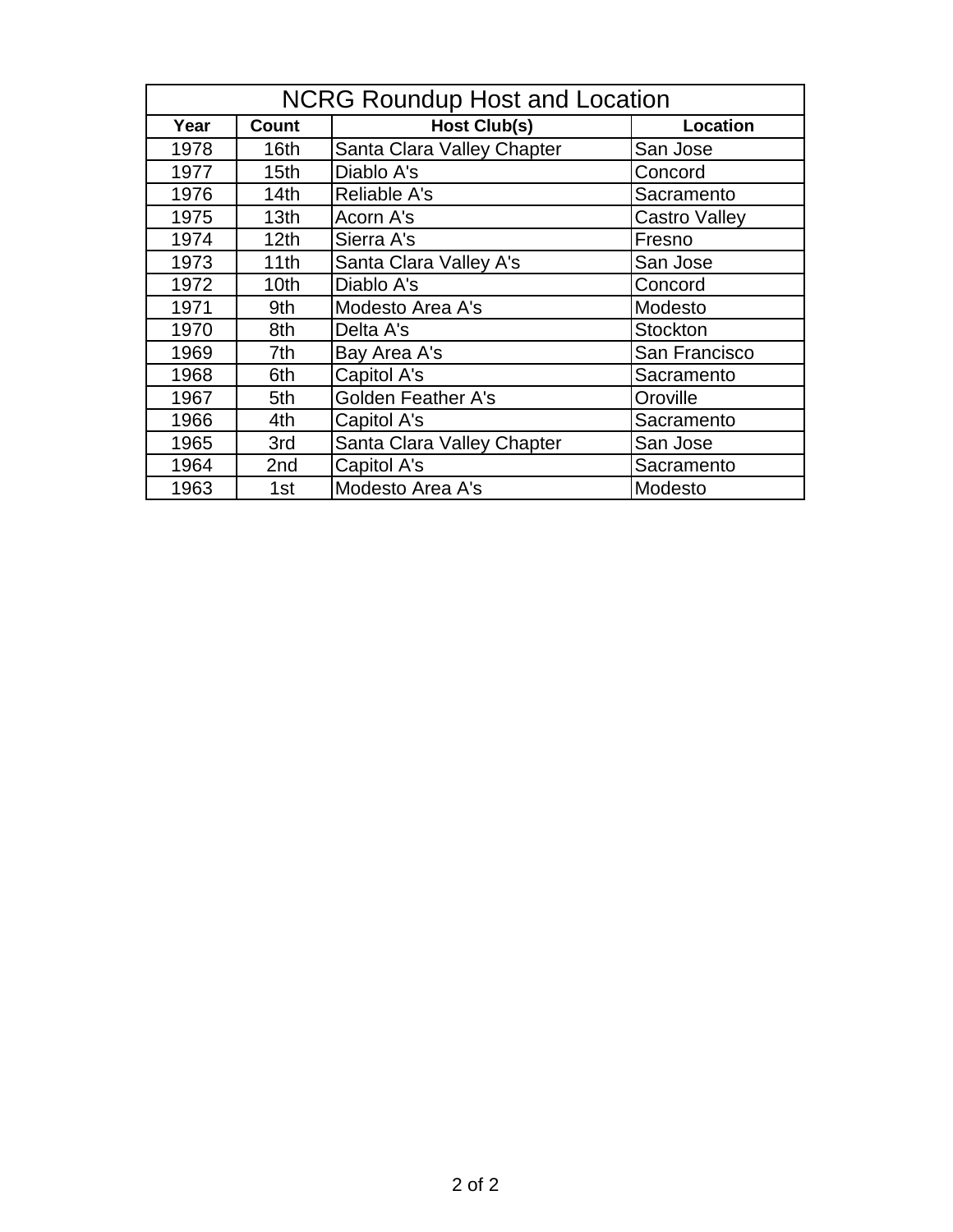| NCRG Roundup Host and Location | | | |
|---|---|---|---|
| **Year** | **Count** | **Host Club(s)** | **Location** |
| 1978 | 16th | Santa Clara Valley Chapter | San Jose |
| 1977 | 15th | Diablo A's | Concord |
| 1976 | 14th | Reliable A's | Sacramento |
| 1975 | 13th | Acorn A's | Castro Valley |
| 1974 | 12th | Sierra A's | Fresno |
| 1973 | 11th | Santa Clara Valley A's | San Jose |
| 1972 | 10th | Diablo A's | Concord |
| 1971 | 9th | Modesto Area A's | Modesto |
| 1970 | 8th | Delta A's | Stockton |
| 1969 | 7th | Bay Area A's | San Francisco |
| 1968 | 6th | Capitol A's | Sacramento |
| 1967 | 5th | Golden Feather A's | Oroville |
| 1966 | 4th | Capitol A's | Sacramento |
| 1965 | 3rd | Santa Clara Valley Chapter | San Jose |
| 1964 | 2nd | Capitol A's | Sacramento |
| 1963 | 1st | Modesto Area A's | Modesto |